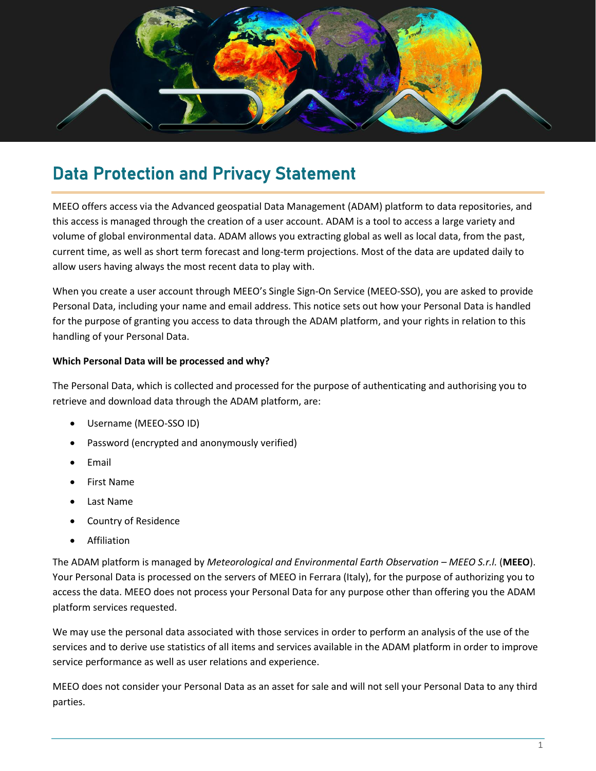# Data Protection and Privacy Statement

MEEO offers access via the Advanced geospatial Data Management (ADAM) platform to data repositories, and this access is managed through the creation of a user account. ADAM is a tool to access a large variety and volume of global environmental data. ADAM allows you extracting global as well as local data, from the past, current time, as well as short term forecast and long-term projections. Most of the data are updated daily to allow users having always the most recent data to play with.

When you create a user account through MEEO's Single Sign-On Service (MEEO-SSO), you are asked to provide Personal Data, including your name and email address. This notice sets out how your Personal Data is handled for the purpose of granting you access to data through the ADAM platform, and your rights in relation to this handling of your Personal Data.

**Which Personal Data will be processed and why?**

The Personal Data, which is collected and processed for the purpose of authenticating and authorising you to retrieve and download data through the ADAM platform, are:

- Username (MEEO-SSO ID)
- Password (encrypted and anonymously verified)
- Email
- First Name
- Last Name
- Country of Residence
- Affiliation

The ADAM platform is managed by *Meteorological and Environmental Earth Observation – MEEO S.r.l.* (**MEEO**). Your Personal Data is processed on the servers of MEEO in Ferrara (Italy), for the purpose of authorizing you to access the data. MEEO does not process your Personal Data for any purpose other than offering you the ADAM platform services requested.

We may use the personal data associated with those services in order to perform an analysis of the use of the services and to derive use statistics of all items and services available in the ADAM platform in order to improve service performance as well as user relations and experience.

MEEO does not consider your Personal Data as an asset for sale and will not sell your Personal Data to any third parties.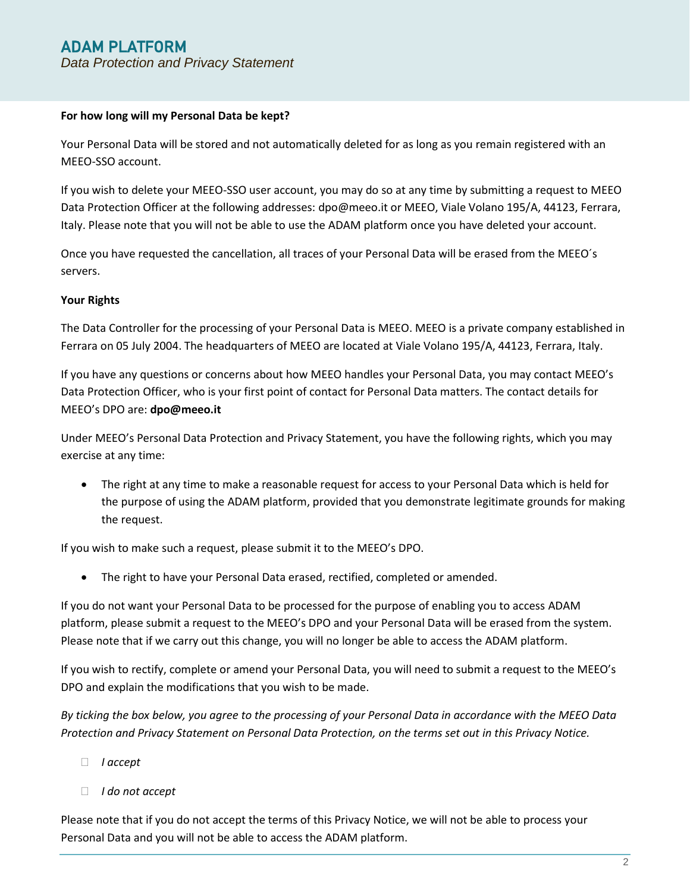**For how long will my Personal Data be kept?**

Your Personal Data will be stored and not automatically deleted for as long as you remain registered with an MEEO-SSO account.

If you wish to delete your MEEO-SSO user account, you may do so at any time by submitting a request to MEEO Data Protection Officer at the following addresses: dpo@meeo.it or MEEO, Viale Volano 195/A, 44123, Ferrara, Italy. Please note that you will not be able to use the ADAM platform once you have deleted your account.

Once you have requested the cancellation, all traces of your Personal Data will be erased from the MEEO´s servers.

**Your Rights**

The Data Controller for the processing of your Personal Data is MEEO. MEEO is a private company established in Ferrara on 05 July 2004. The headquarters of MEEO are located at Viale Volano 195/A, 44123, Ferrara, Italy.

If you have any questions or concerns about how MEEO handles your Personal Data, you may contact MEEO's Data Protection Officer, who is your first point of contact for Personal Data matters. The contact details for MEEO's DPO are: **dpo@meeo.it**

Under MEEO's Personal Data Protection and Privacy Statement, you have the following rights, which you may exercise at any time:

- The right at any time to make a reasonable request for access to your Personal Data which is held for the purpose of using the ADAM platform, provided that you demonstrate legitimate grounds for making the request.

If you wish to make such a request, please submit it to the MEEO's DPO.

- The right to have your Personal Data erased, rectified, completed or amended.

If you do not want your Personal Data to be processed for the purpose of enabling you to access ADAM platform, please submit a request to the MEEO's DPO and your Personal Data will be erased from the system. Please note that if we carry out this change, you will no longer be able to access the ADAM platform.

If you wish to rectify, complete or amend your Personal Data, you will need to submit a request to the MEEO's DPO and explain the modifications that you wish to be made.

*By ticking the box below, you agree to the processing of your Personal Data in accordance with the MEEO Data Protection and Privacy Statement on Personal Data Protection, on the terms set out in this Privacy Notice.*

- ☐ *I accept*
- ☐ *I do not accept*

Please note that if you do not accept the terms of this Privacy Notice, we will not be able to process your Personal Data and you will not be able to access the ADAM platform.